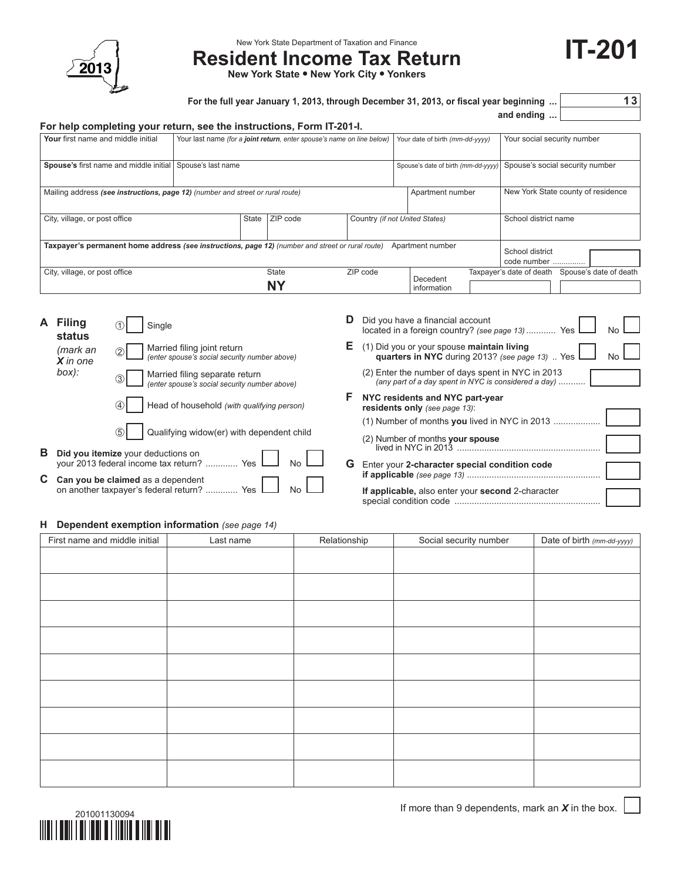New York State Department of Taxation and Finance

# Resident Income Tax Return

**New York State • New York City • Yonkers**

# IT-201

2013

**For the full year January 1, 2013, through December 31, 2013, or fiscal year beginning ...** 13

**and ending ...**

**For help completing your return, see the instructions, Form IT-201-I.**

| **Your** first name and middle initial | Your last name *(for a **joint return**, enter spouse's name on line below)* | Your date of birth *(mm-dd-yyyy)* | Your social security number |
|---|---|---|---|
| **Spouse's** first name and middle initial | Spouse's last name | Spouse's date of birth *(mm-dd-yyyy)* | Spouse's social security number |

| Mailing address ***(see instructions, page 12)*** *(number and street or rural route)* | Apartment number | New York State county of residence |
|---|---|---|
| City, village, or post office / State / ZIP code / Country *(if not United States)* | | School district name |
| **Taxpayer's permanent home address** ***(see instructions, page 12)*** *(number and street or rural route)* | Apartment number | School district code number ............... |
| City, village, or post office / State **NY** / ZIP code | Decedent information: Taxpayer's date of death | Spouse's date of death |

**A Filing status** *(mark an **X** in one box):*

- ① ☐ Single
- ② ☐ Married filing joint return *(enter spouse's social security number above)*
- ③ ☐ Married filing separate return *(enter spouse's social security number above)*
- ④ ☐ Head of household *(with qualifying person)*
- ⑤ ☐ Qualifying widow(er) with dependent child

**B Did you itemize** your deductions on your 2013 federal income tax return? ............ Yes ☐ No ☐

**C Can you be claimed** as a dependent on another taxpayer's federal return? ............ Yes ☐ No ☐

**D** Did you have a financial account located in a foreign country? *(see page 13)* ........... Yes ☐ No ☐

**E** (1) Did you or your spouse **maintain living quarters in NYC** during 2013? *(see page 13)* .. Yes ☐ No ☐

(2) Enter the number of days spent in NYC in 2013 *(any part of a day spent in NYC is considered a day)* ..........

**F NYC residents and NYC part-year residents only** *(see page 13)*:

(1) Number of months **you** lived in NYC in 2013 ..................

(2) Number of months **your spouse** lived in NYC in 2013 ..........................................................

**G** Enter your **2-character special condition code if applicable** *(see page 13)* .....................................................

**If applicable,** also enter your **second** 2-character special condition code ..........................................................

**H Dependent exemption information** *(see page 14)*

| First name and middle initial | Last name | Relationship | Social security number | Date of birth *(mm-dd-yyyy)* |
|---|---|---|---|---|
| | | | | |
| | | | | |
| | | | | |
| | | | | |
| | | | | |
| | | | | |
| | | | | |
| | | | | |
| | | | | |

If more than 9 dependents, mark an ***X*** in the box. ☐

201001130094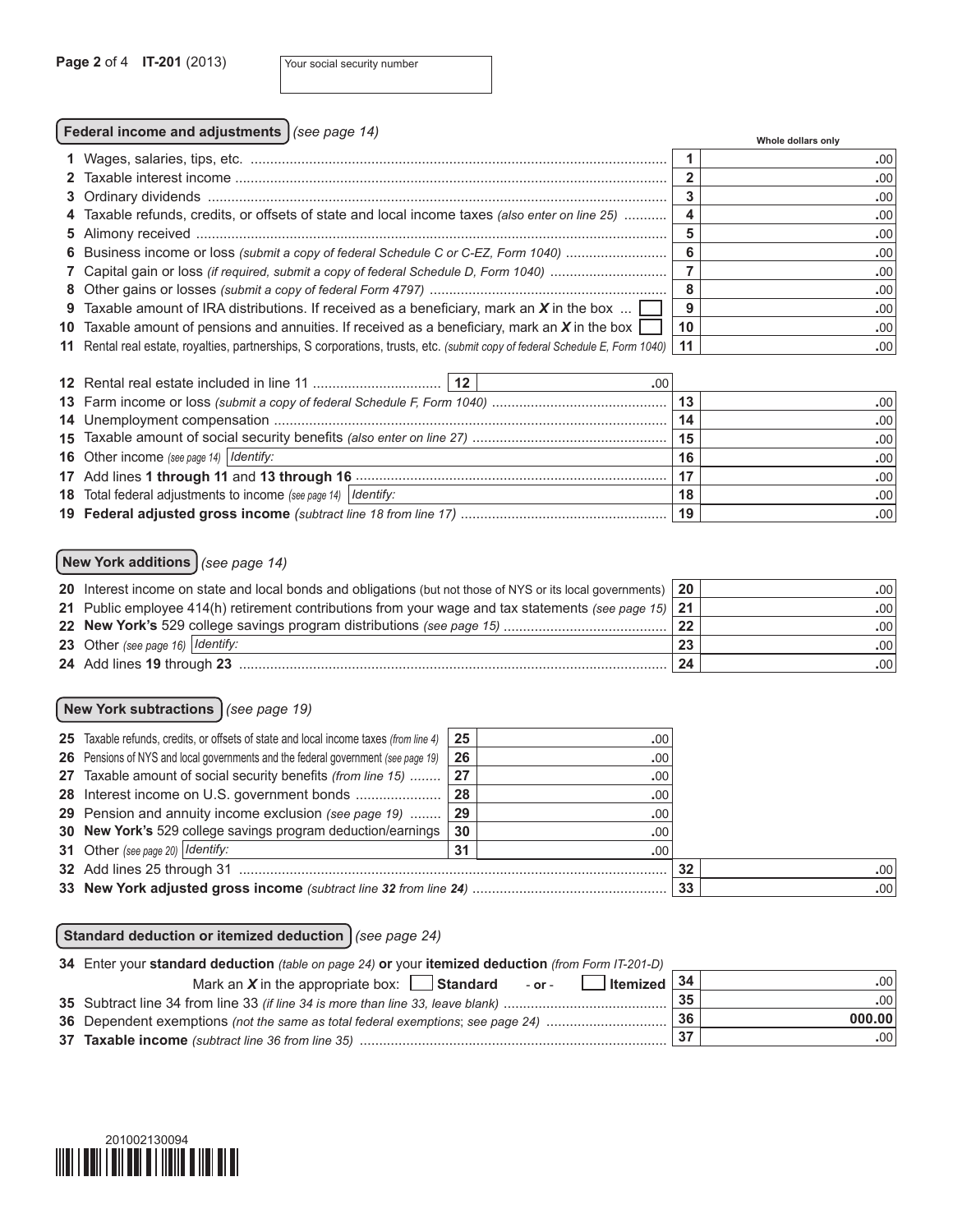**IT-201** (2013)

Your social security number

## Federal income and adjustments *(see page 14)*

Whole dollars only

| | Description | Line | Amount |
|---|---|---|---|
| 1 | Wages, salaries, tips, etc. | 1 | .00 |
| 2 | Taxable interest income | 2 | .00 |
| 3 | Ordinary dividends | 3 | .00 |
| 4 | Taxable refunds, credits, or offsets of state and local income taxes *(also enter on line 25)* | 4 | .00 |
| 5 | Alimony received | 5 | .00 |
| 6 | Business income or loss *(submit a copy of federal Schedule C or C-EZ, Form 1040)* | 6 | .00 |
| 7 | Capital gain or loss *(if required, submit a copy of federal Schedule D, Form 1040)* | 7 | .00 |
| 8 | Other gains or losses *(submit a copy of federal Form 4797)* | 8 | .00 |
| 9 | Taxable amount of IRA distributions. If received as a beneficiary, mark an ***X*** in the box ☐ | 9 | .00 |
| 10 | Taxable amount of pensions and annuities. If received as a beneficiary, mark an ***X*** in the box ☐ | 10 | .00 |
| 11 | Rental real estate, royalties, partnerships, S corporations, trusts, etc. *(submit copy of federal Schedule E, Form 1040)* | 11 | .00 |
| 12 | Rental real estate included in line 11 — 12: .00 | | |
| 13 | Farm income or loss *(submit a copy of federal Schedule F, Form 1040)* | 13 | .00 |
| 14 | Unemployment compensation | 14 | .00 |
| 15 | Taxable amount of social security benefits *(also enter on line 27)* | 15 | .00 |
| 16 | Other income *(see page 14)* Identify: | 16 | .00 |
| 17 | Add lines **1 through 11** and **13 through 16** | 17 | .00 |
| 18 | Total federal adjustments to income *(see page 14)* Identify: | 18 | .00 |
| 19 | **Federal adjusted gross income** *(subtract line 18 from line 17)* | 19 | .00 |

## New York additions *(see page 14)*

| | Description | Line | Amount |
|---|---|---|---|
| 20 | Interest income on state and local bonds and obligations (but not those of NYS or its local governments) | 20 | .00 |
| 21 | Public employee 414(h) retirement contributions from your wage and tax statements *(see page 15)* | 21 | .00 |
| 22 | **New York's** 529 college savings program distributions *(see page 15)* | 22 | .00 |
| 23 | Other *(see page 16)* Identify: | 23 | .00 |
| 24 | Add lines **19** through **23** | 24 | .00 |

## New York subtractions *(see page 19)*

| | Description | Line | Amount | Line | Amount |
|---|---|---|---|---|---|
| 25 | Taxable refunds, credits, or offsets of state and local income taxes *(from line 4)* | 25 | .00 | | |
| 26 | Pensions of NYS and local governments and the federal government *(see page 19)* | 26 | .00 | | |
| 27 | Taxable amount of social security benefits *(from line 15)* | 27 | .00 | | |
| 28 | Interest income on U.S. government bonds | 28 | .00 | | |
| 29 | Pension and annuity income exclusion *(see page 19)* | 29 | .00 | | |
| 30 | **New York's** 529 college savings program deduction/earnings | 30 | .00 | | |
| 31 | Other *(see page 20)* Identify: | 31 | .00 | | |
| 32 | Add lines 25 through 31 | | | 32 | .00 |
| 33 | **New York adjusted gross income** *(subtract line **32** from line **24**)* | | | 33 | .00 |

## Standard deduction or itemized deduction *(see page 24)*

| | Description | Line | Amount |
|---|---|---|---|
| 34 | Enter your **standard deduction** *(table on page 24)* **or** your **itemized deduction** *(from Form IT-201-D)* Mark an ***X*** in the appropriate box: ☐ **Standard** - or - ☐ **Itemized** | 34 | .00 |
| 35 | Subtract line 34 from line 33 *(if line 34 is more than line 33, leave blank)* | 35 | .00 |
| 36 | Dependent exemptions *(not the same as total federal exemptions; see page 24)* | 36 | **000.00** |
| 37 | **Taxable income** *(subtract line 36 from line 35)* | 37 | .00 |

201002130094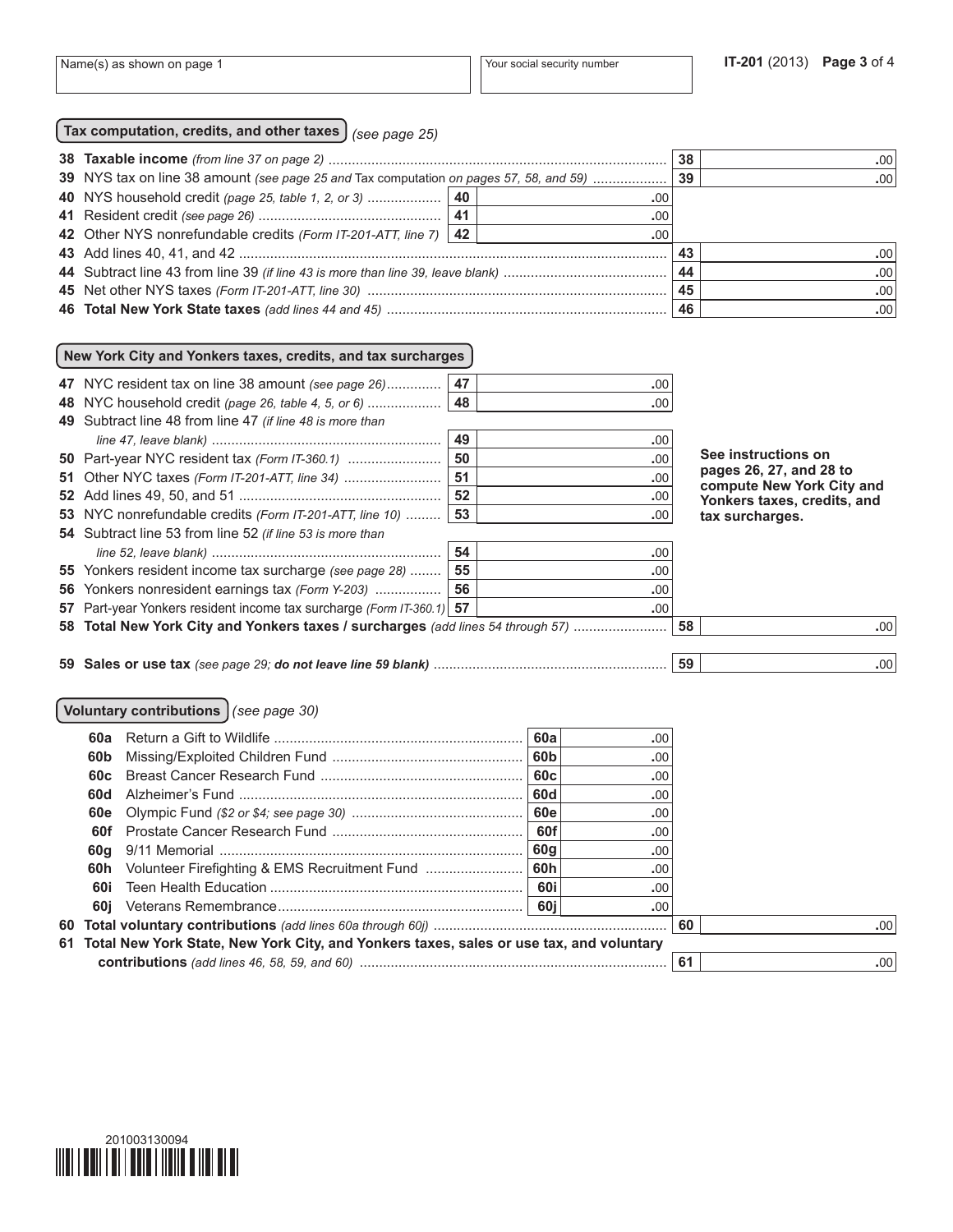| Name(s) as shown on page 1 | Your social security number |
|---|---|
| | |

**IT-201** (2013) **Page 3** of 4

## Tax computation, credits, and other taxes *(see page 25)*

| Line | Description | | | Line | Amount |
|---|---|---|---|---|---|
| **38** | **Taxable income** *(from line 37 on page 2)* | | | 38 | .00 |
| **39** | NYS tax on line 38 amount *(see page 25 and* Tax computation *on pages 57, 58, and 59)* | | | 39 | .00 |
| **40** | NYS household credit *(page 25, table 1, 2, or 3)* | 40 | .00 | | |
| **41** | Resident credit *(see page 26)* | 41 | .00 | | |
| **42** | Other NYS nonrefundable credits *(Form IT-201-ATT, line 7)* | 42 | .00 | | |
| **43** | Add lines 40, 41, and 42 | | | 43 | .00 |
| **44** | Subtract line 43 from line 39 *(if line 43 is more than line 39, leave blank)* | | | 44 | .00 |
| **45** | Net other NYS taxes *(Form IT-201-ATT, line 30)* | | | 45 | .00 |
| **46** | **Total New York State taxes** *(add lines 44 and 45)* | | | 46 | .00 |

## New York City and Yonkers taxes, credits, and tax surcharges

**See instructions on pages 26, 27, and 28 to compute New York City and Yonkers taxes, credits, and tax surcharges.**

| Line | Description | | | Line | Amount |
|---|---|---|---|---|---|
| **47** | NYC resident tax on line 38 amount *(see page 26)* | 47 | .00 | | |
| **48** | NYC household credit *(page 26, table 4, 5, or 6)* | 48 | .00 | | |
| **49** | Subtract line 48 from line 47 *(if line 48 is more than line 47, leave blank)* | 49 | .00 | | |
| **50** | Part-year NYC resident tax *(Form IT-360.1)* | 50 | .00 | | |
| **51** | Other NYC taxes *(Form IT-201-ATT, line 34)* | 51 | .00 | | |
| **52** | Add lines 49, 50, and 51 | 52 | .00 | | |
| **53** | NYC nonrefundable credits *(Form IT-201-ATT, line 10)* | 53 | .00 | | |
| **54** | Subtract line 53 from line 52 *(if line 53 is more than line 52, leave blank)* | 54 | .00 | | |
| **55** | Yonkers resident income tax surcharge *(see page 28)* | 55 | .00 | | |
| **56** | Yonkers nonresident earnings tax *(Form Y-203)* | 56 | .00 | | |
| **57** | Part-year Yonkers resident income tax surcharge *(Form IT-360.1)* | 57 | .00 | | |
| **58** | **Total New York City and Yonkers taxes / surcharges** *(add lines 54 through 57)* | | | 58 | .00 |
| **59** | **Sales or use tax** *(see page 29;* ***do not leave line 59 blank)*** | | | 59 | .00 |

## Voluntary contributions *(see page 30)*

| Line | Description | | | Line | Amount |
|---|---|---|---|---|---|
| **60a** | Return a Gift to Wildlife | 60a | .00 | | |
| **60b** | Missing/Exploited Children Fund | 60b | .00 | | |
| **60c** | Breast Cancer Research Fund | 60c | .00 | | |
| **60d** | Alzheimer's Fund | 60d | .00 | | |
| **60e** | Olympic Fund *($2 or $4; see page 30)* | 60e | .00 | | |
| **60f** | Prostate Cancer Research Fund | 60f | .00 | | |
| **60g** | 9/11 Memorial | 60g | .00 | | |
| **60h** | Volunteer Firefighting & EMS Recruitment Fund | 60h | .00 | | |
| **60i** | Teen Health Education | 60i | .00 | | |
| **60j** | Veterans Remembrance | 60j | .00 | | |
| **60** | **Total voluntary contributions** *(add lines 60a through 60j)* | | | 60 | .00 |
| **61** | **Total New York State, New York City, and Yonkers taxes, sales or use tax, and voluntary contributions** *(add lines 46, 58, 59, and 60)* | | | 61 | .00 |

201003130094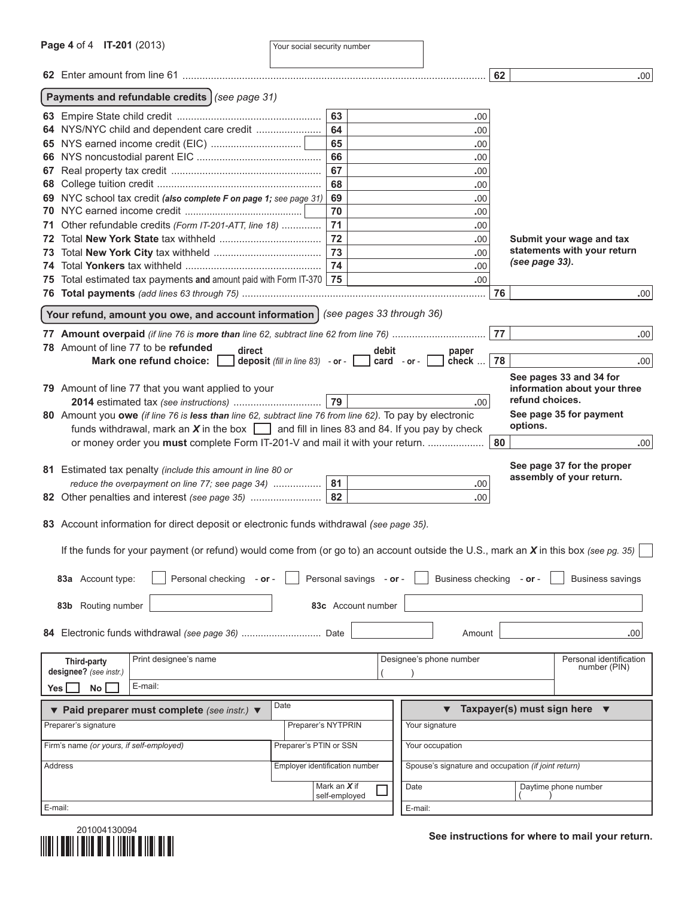Your social security number

62 Enter amount from line 61 .......... 62 .00

## Payments and refundable credits *(see page 31)*

| Line | Description | Box | Amount |
|---|---|---|---|
| 63 | Empire State child credit | 63 | .00 |
| 64 | NYS/NYC child and dependent care credit | 64 | .00 |
| 65 | NYS earned income credit (EIC) | 65 | .00 |
| 66 | NYS noncustodial parent EIC | 66 | .00 |
| 67 | Real property tax credit | 67 | .00 |
| 68 | College tuition credit | 68 | .00 |
| 69 | NYC school tax credit ***(also complete F on page 1;*** *see page 31)* | 69 | .00 |
| 70 | NYC earned income credit | 70 | .00 |
| 71 | Other refundable credits *(Form IT-201-ATT, line 18)* | 71 | .00 |
| 72 | Total **New York State** tax withheld | 72 | .00 |
| 73 | Total **New York City** tax withheld | 73 | .00 |
| 74 | Total **Yonkers** tax withheld | 74 | .00 |
| 75 | Total estimated tax payments **and** amount paid with Form IT-370 | 75 | .00 |

**Submit your wage and tax statements with your return *(see page 33)*.**

76 **Total payments** *(add lines 63 through 75)* .......... 76 .00

## Your refund, amount you owe, and account information *(see pages 33 through 36)*

77 **Amount overpaid** *(if line 76 is **more than** line 62, subtract line 62 from line 76)* .......... 77 .00

78 Amount of line 77 to be **refunded** .......... 78 .00
**Mark one refund choice:** ☐ **direct deposit** *(fill in line 83)* - **or** - ☐ **debit card** - **or** - ☐ **paper check**

**See pages 33 and 34 for information about your three refund choices.**

79 Amount of line 77 that you want applied to your **2014** estimated tax *(see instructions)* .......... 79 .00

80 Amount you **owe** *(if line 76 is **less than** line 62, subtract line 76 from line 62)*. To pay by electronic funds withdrawal, mark an ***X*** in the box ☐ and fill in lines 83 and 84. If you pay by check or money order you **must** complete Form IT-201-V and mail it with your return. .......... 80 .00

**See page 35 for payment options.**

81 Estimated tax penalty *(include this amount in line 80 or reduce the overpayment on line 77; see page 34)* .......... 81 .00

82 Other penalties and interest *(see page 35)* .......... 82 .00

**See page 37 for the proper assembly of your return.**

83 Account information for direct deposit or electronic funds withdrawal *(see page 35)*.

If the funds for your payment (or refund) would come from (or go to) an account outside the U.S., mark an ***X*** in this box *(see pg. 35)* ☐

**83a** Account type: ☐ Personal checking - **or** - ☐ Personal savings - **or** - ☐ Business checking - **or** - ☐ Business savings

**83b** Routing number ________ **83c** Account number ________

84 Electronic funds withdrawal *(see page 36)* .......... Date ________ Amount .00

| **Third-party designee?** *(see instr.)* Yes ☐ No ☐ | Print designee's name | Designee's phone number ( ) | Personal identification number (PIN) |
|---|---|---|---|
| | E-mail: | | |

| ▼ **Paid preparer must complete** *(see instr.)* ▼ | Date |
|---|---|
| Preparer's signature | Preparer's NYTPRIN |
| Firm's name *(or yours, if self-employed)* | Preparer's PTIN or SSN |
| Address | Employer identification number |
| | Mark an ***X*** if self-employed ☐ |
| E-mail: | |

| ▼ **Taxpayer(s) must sign here** ▼ | |
|---|---|
| Your signature | |
| Your occupation | |
| Spouse's signature and occupation *(if joint return)* | |
| Date | Daytime phone number ( ) |
| E-mail: | |

201004130094

**See instructions for where to mail your return.**